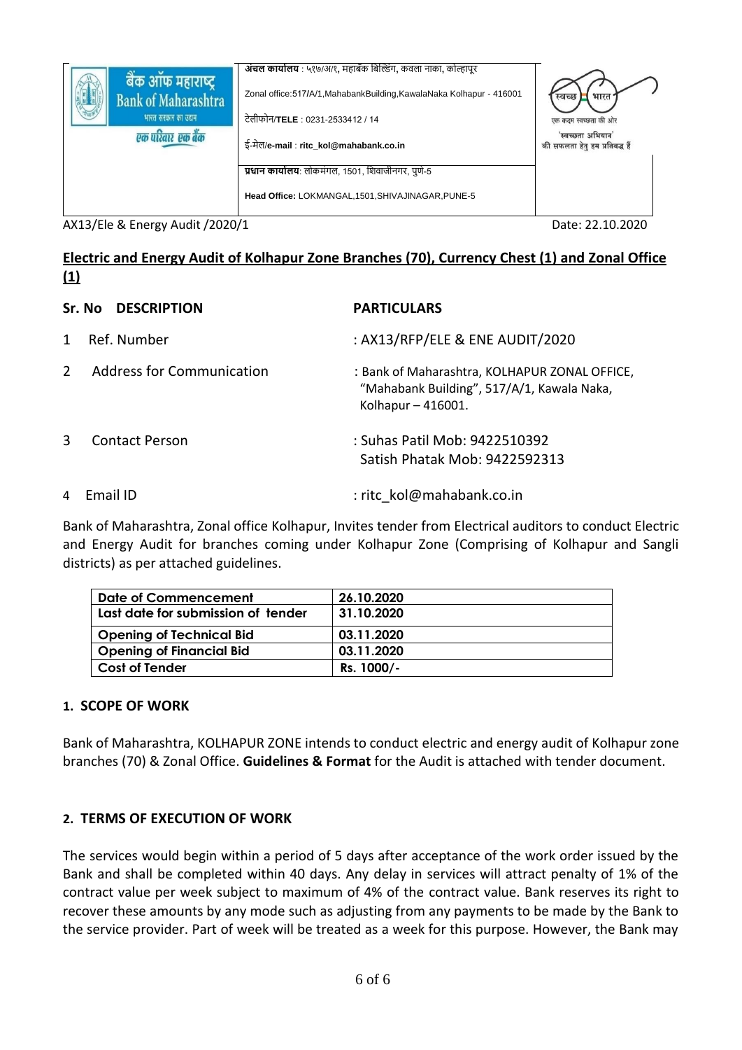| बैंक ऑफ महाराष्ट्र<br>Bank of Maharashtra<br>भारत सरकार का उद्यम<br>एक परिवार एक बैंक | अंचल कार्यालय : ५१७/अ/१, महाबँक बिल्डिंग, कवला नाका, कोल्हापूर<br>Zonal office:517/A/1,MahabankBuilding,KawalaNaka Kolhapur - 416001<br>टेलीफोन/**TELE** : 0231-2533412 / 14<br>ई-मेल/**e-mail** : **ritc_kol@mahabank.co.in** | स्वच्छ भारत<br>एक कदम स्वच्छता की ओर<br>'स्वच्छता अभियान' की सफलता हेतु हम प्रतिबद्ध हैं |
|---|---|---|
| | **प्रधान कार्यालय**: लोकमंगल, 1501, शिवाजीनगर, पुणे-5<br>**Head Office:** LOKMANGAL,1501,SHIVAJINAGAR,PUNE-5 | |

AX13/Ele & Energy Audit /2020/1 Date: 22.10.2020

## Electric and Energy Audit of Kolhapur Zone Branches (70), Currency Chest (1) and Zonal Office (1)

| Sr. No | DESCRIPTION | PARTICULARS |
|---|---|---|
| 1 | Ref. Number | : AX13/RFP/ELE & ENE AUDIT/2020 |
| 2 | Address for Communication | : Bank of Maharashtra, KOLHAPUR ZONAL OFFICE, “Mahabank Building”, 517/A/1, Kawala Naka, Kolhapur – 416001. |
| 3 | Contact Person | : Suhas Patil Mob: 9422510392<br>Satish Phatak Mob: 9422592313 |
| 4 | Email ID | : ritc_kol@mahabank.co.in |

Bank of Maharashtra, Zonal office Kolhapur, Invites tender from Electrical auditors to conduct Electric and Energy Audit for branches coming under Kolhapur Zone (Comprising of Kolhapur and Sangli districts) as per attached guidelines.

| Date of Commencement | 26.10.2020 |
|---|---|
| Last date for submission of tender | 31.10.2020 |
| Opening of Technical Bid | 03.11.2020 |
| Opening of Financial Bid | 03.11.2020 |
| Cost of Tender | Rs. 1000/- |

### 1. SCOPE OF WORK

Bank of Maharashtra, KOLHAPUR ZONE intends to conduct electric and energy audit of Kolhapur zone branches (70) & Zonal Office. **Guidelines & Format** for the Audit is attached with tender document.

### 2. TERMS OF EXECUTION OF WORK

The services would begin within a period of 5 days after acceptance of the work order issued by the Bank and shall be completed within 40 days. Any delay in services will attract penalty of 1% of the contract value per week subject to maximum of 4% of the contract value. Bank reserves its right to recover these amounts by any mode such as adjusting from any payments to be made by the Bank to the service provider. Part of week will be treated as a week for this purpose. However, the Bank may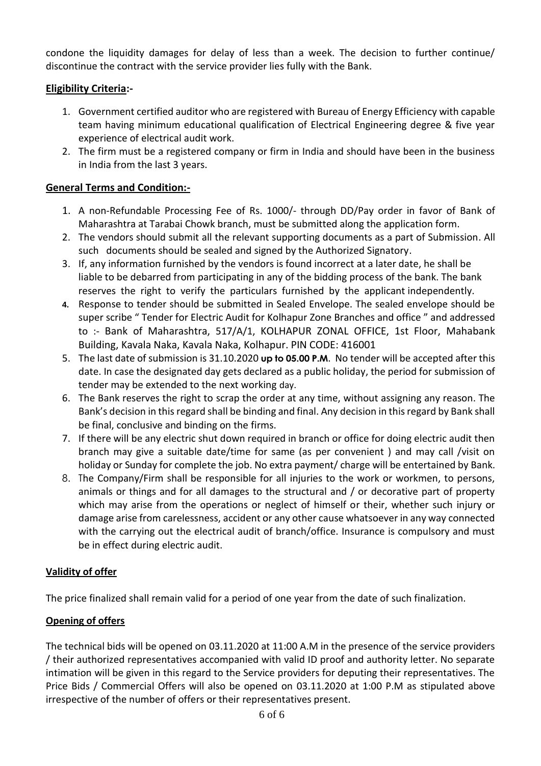condone the liquidity damages for delay of less than a week. The decision to further continue/ discontinue the contract with the service provider lies fully with the Bank.

**Eligibility Criteria:-**

1. Government certified auditor who are registered with Bureau of Energy Efficiency with capable team having minimum educational qualification of Electrical Engineering degree & five year experience of electrical audit work.
2. The firm must be a registered company or firm in India and should have been in the business in India from the last 3 years.

**General Terms and Condition:-**

1. A non-Refundable Processing Fee of Rs. 1000/- through DD/Pay order in favor of Bank of Maharashtra at Tarabai Chowk branch, must be submitted along the application form.
2. The vendors should submit all the relevant supporting documents as a part of Submission. All such documents should be sealed and signed by the Authorized Signatory.
3. If, any information furnished by the vendors is found incorrect at a later date, he shall be liable to be debarred from participating in any of the bidding process of the bank. The bank reserves the right to verify the particulars furnished by the applicant independently.
4. Response to tender should be submitted in Sealed Envelope. The sealed envelope should be super scribe " Tender for Electric Audit for Kolhapur Zone Branches and office " and addressed to :- Bank of Maharashtra, 517/A/1, KOLHAPUR ZONAL OFFICE, 1st Floor, Mahabank Building, Kavala Naka, Kavala Naka, Kolhapur. PIN CODE: 416001
5. The last date of submission is 31.10.2020 **up to 05.00 P.M**. No tender will be accepted after this date. In case the designated day gets declared as a public holiday, the period for submission of tender may be extended to the next working day.
6. The Bank reserves the right to scrap the order at any time, without assigning any reason. The Bank's decision in this regard shall be binding and final. Any decision in this regard by Bank shall be final, conclusive and binding on the firms.
7. If there will be any electric shut down required in branch or office for doing electric audit then branch may give a suitable date/time for same (as per convenient ) and may call /visit on holiday or Sunday for complete the job. No extra payment/ charge will be entertained by Bank.
8. The Company/Firm shall be responsible for all injuries to the work or workmen, to persons, animals or things and for all damages to the structural and / or decorative part of property which may arise from the operations or neglect of himself or their, whether such injury or damage arise from carelessness, accident or any other cause whatsoever in any way connected with the carrying out the electrical audit of branch/office. Insurance is compulsory and must be in effect during electric audit.

**Validity of offer**

The price finalized shall remain valid for a period of one year from the date of such finalization.

**Opening of offers**

The technical bids will be opened on 03.11.2020 at 11:00 A.M in the presence of the service providers / their authorized representatives accompanied with valid ID proof and authority letter. No separate intimation will be given in this regard to the Service providers for deputing their representatives. The Price Bids / Commercial Offers will also be opened on 03.11.2020 at 1:00 P.M as stipulated above irrespective of the number of offers or their representatives present.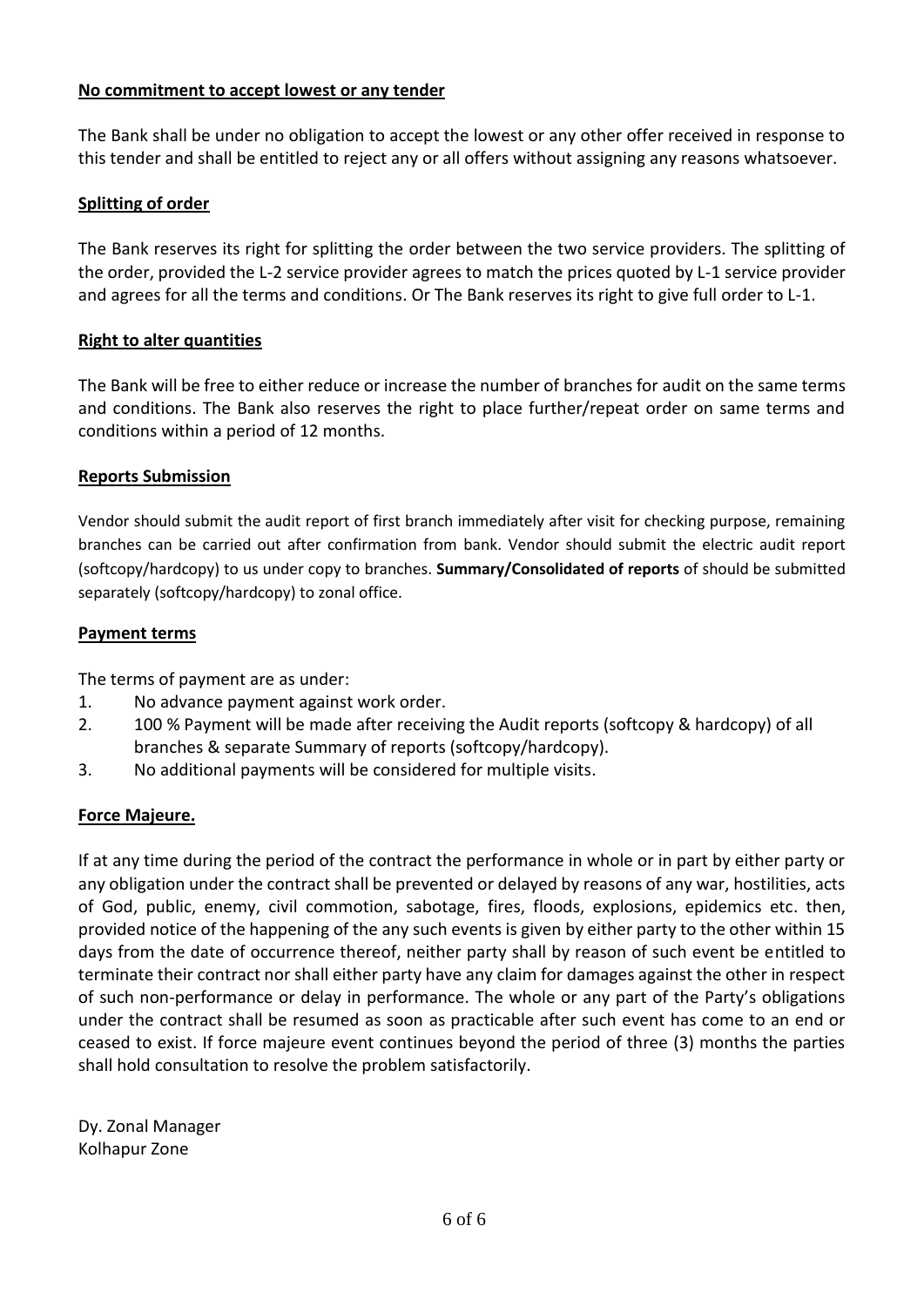**No commitment to accept lowest or any tender**

The Bank shall be under no obligation to accept the lowest or any other offer received in response to this tender and shall be entitled to reject any or all offers without assigning any reasons whatsoever.

**Splitting of order**

The Bank reserves its right for splitting the order between the two service providers. The splitting of the order, provided the L-2 service provider agrees to match the prices quoted by L-1 service provider and agrees for all the terms and conditions. Or The Bank reserves its right to give full order to L-1.

**Right to alter quantities**

The Bank will be free to either reduce or increase the number of branches for audit on the same terms and conditions. The Bank also reserves the right to place further/repeat order on same terms and conditions within a period of 12 months.

**Reports Submission**

Vendor should submit the audit report of first branch immediately after visit for checking purpose, remaining branches can be carried out after confirmation from bank. Vendor should submit the electric audit report (softcopy/hardcopy) to us under copy to branches. **Summary/Consolidated of reports** of should be submitted separately (softcopy/hardcopy) to zonal office.

**Payment terms**

The terms of payment are as under:

1. No advance payment against work order.
2. 100 % Payment will be made after receiving the Audit reports (softcopy & hardcopy) of all branches & separate Summary of reports (softcopy/hardcopy).
3. No additional payments will be considered for multiple visits.

**Force Majeure.**

If at any time during the period of the contract the performance in whole or in part by either party or any obligation under the contract shall be prevented or delayed by reasons of any war, hostilities, acts of God, public, enemy, civil commotion, sabotage, fires, floods, explosions, epidemics etc. then, provided notice of the happening of the any such events is given by either party to the other within 15 days from the date of occurrence thereof, neither party shall by reason of such event be entitled to terminate their contract nor shall either party have any claim for damages against the other in respect of such non-performance or delay in performance. The whole or any part of the Party's obligations under the contract shall be resumed as soon as practicable after such event has come to an end or ceased to exist. If force majeure event continues beyond the period of three (3) months the parties shall hold consultation to resolve the problem satisfactorily.

Dy. Zonal Manager
Kolhapur Zone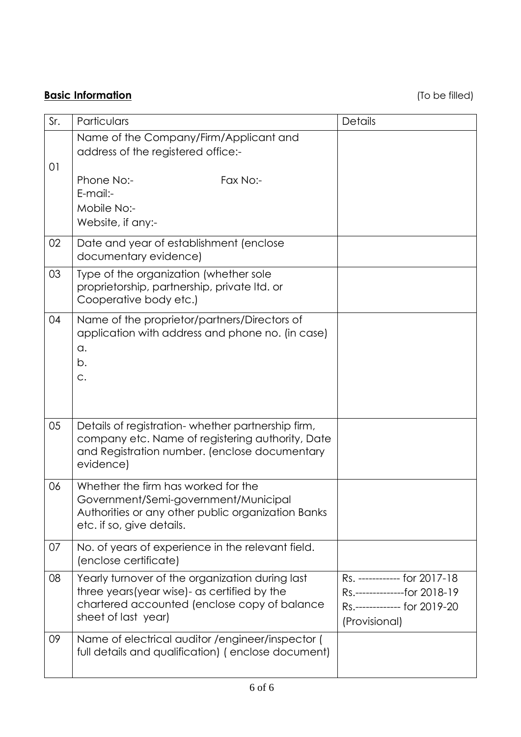**Basic Information** (To be filled)

| Sr. | Particulars | Details |
|---|---|---|
| 01 | Name of the Company/Firm/Applicant and address of the registered office:-<br><br>Phone No:- Fax No:-<br>E-mail:-<br>Mobile No:-<br>Website, if any:- | |
| 02 | Date and year of establishment (enclose documentary evidence) | |
| 03 | Type of the organization (whether sole proprietorship, partnership, private ltd. or Cooperative body etc.) | |
| 04 | Name of the proprietor/partners/Directors of application with address and phone no. (in case)<br>a.<br>b.<br>c. | |
| 05 | Details of registration- whether partnership firm, company etc. Name of registering authority, Date and Registration number. (enclose documentary evidence) | |
| 06 | Whether the firm has worked for the Government/Semi-government/Municipal Authorities or any other public organization Banks etc. if so, give details. | |
| 07 | No. of years of experience in the relevant field. (enclose certificate) | |
| 08 | Yearly turnover of the organization during last three years(year wise)- as certified by the chartered accounted (enclose copy of balance sheet of last year) | Rs. ------------ for 2017-18<br>Rs.--------------for 2018-19<br>Rs.------------- for 2019-20 (Provisional) |
| 09 | Name of electrical auditor /engineer/inspector ( full details and qualification) ( enclose document) | |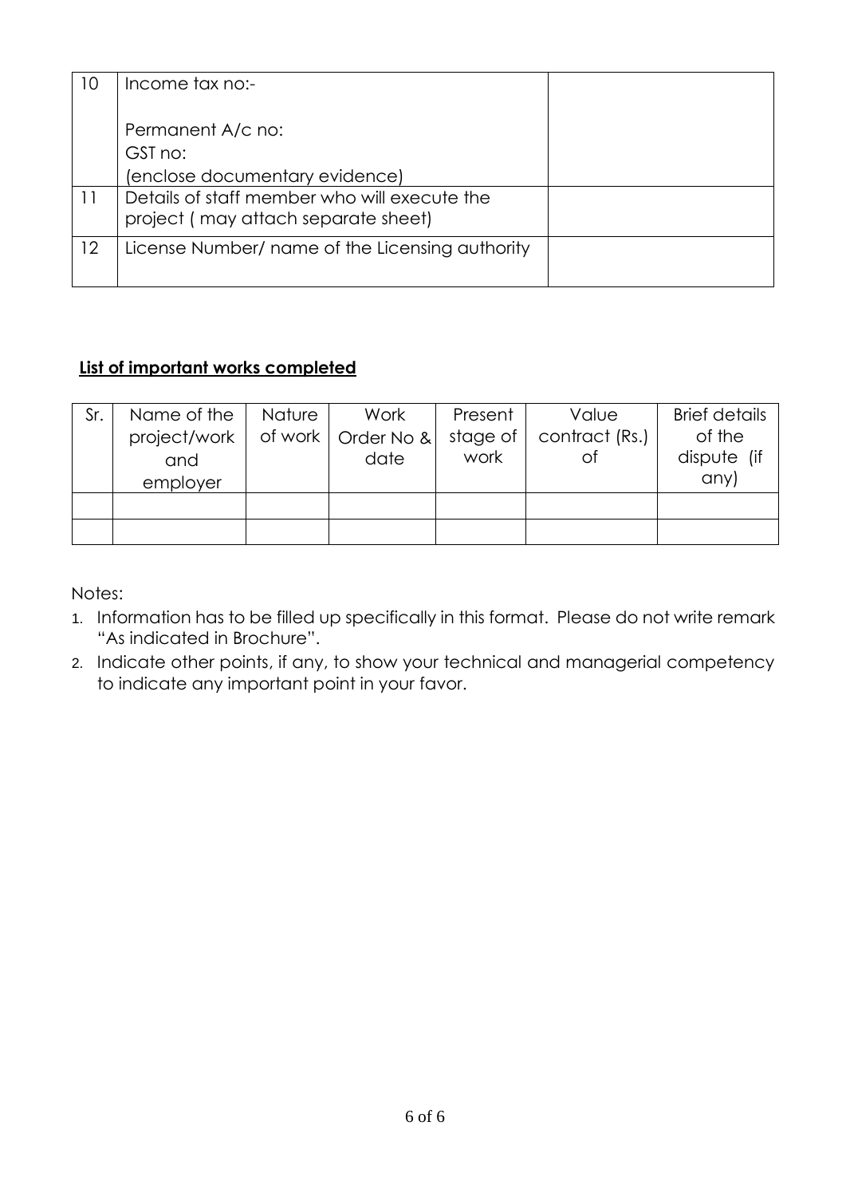| 10 | Income tax no:-<br><br>Permanent A/c no:<br>GST no:<br>(enclose documentary evidence) | |
|---|---|---|
| 11 | Details of staff member who will execute the project ( may attach separate sheet) | |
| 12 | License Number/ name of the Licensing authority | |

**List of important works completed**

| Sr. | Name of the project/work and employer | Nature of work | Work Order No & date | Present stage of work | Value contract (Rs.) of | Brief details of the dispute (if any) |
|---|---|---|---|---|---|---|
| | | | | | | |
| | | | | | | |

Notes:

1. Information has to be filled up specifically in this format. Please do not write remark "As indicated in Brochure".
2. Indicate other points, if any, to show your technical and managerial competency to indicate any important point in your favor.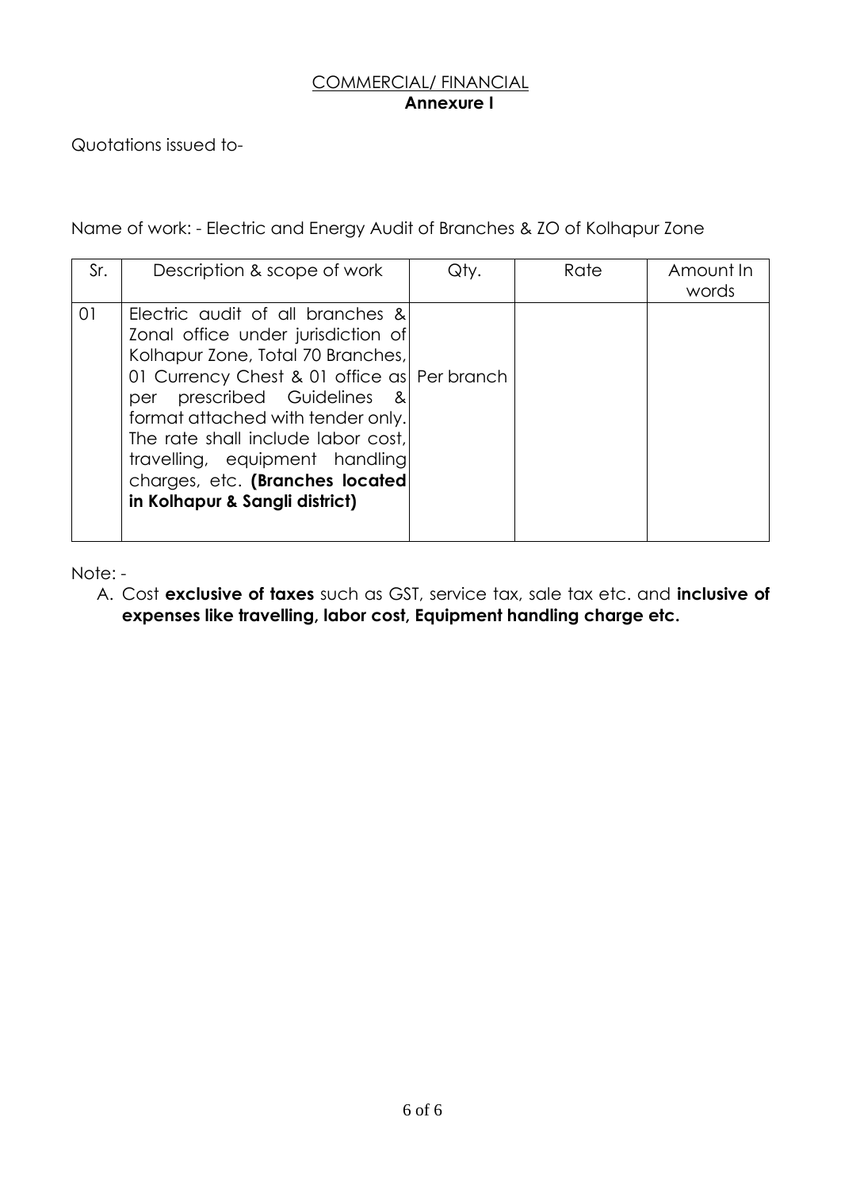COMMERCIAL/ FINANCIAL

**Annexure I**

Quotations issued to-

Name of work: - Electric and Energy Audit of Branches & ZO of Kolhapur Zone

| Sr. | Description & scope of work | Qty. | Rate | Amount In words |
|---|---|---|---|---|
| 01 | Electric audit of all branches & Zonal office under jurisdiction of Kolhapur Zone, Total 70 Branches, 01 Currency Chest & 01 office as per prescribed Guidelines & format attached with tender only. The rate shall include labor cost, travelling, equipment handling charges, etc. **(Branches located in Kolhapur & Sangli district)** | Per branch | | |

Note: -

A. Cost **exclusive of taxes** such as GST, service tax, sale tax etc. and **inclusive of expenses like travelling, labor cost, Equipment handling charge etc.**